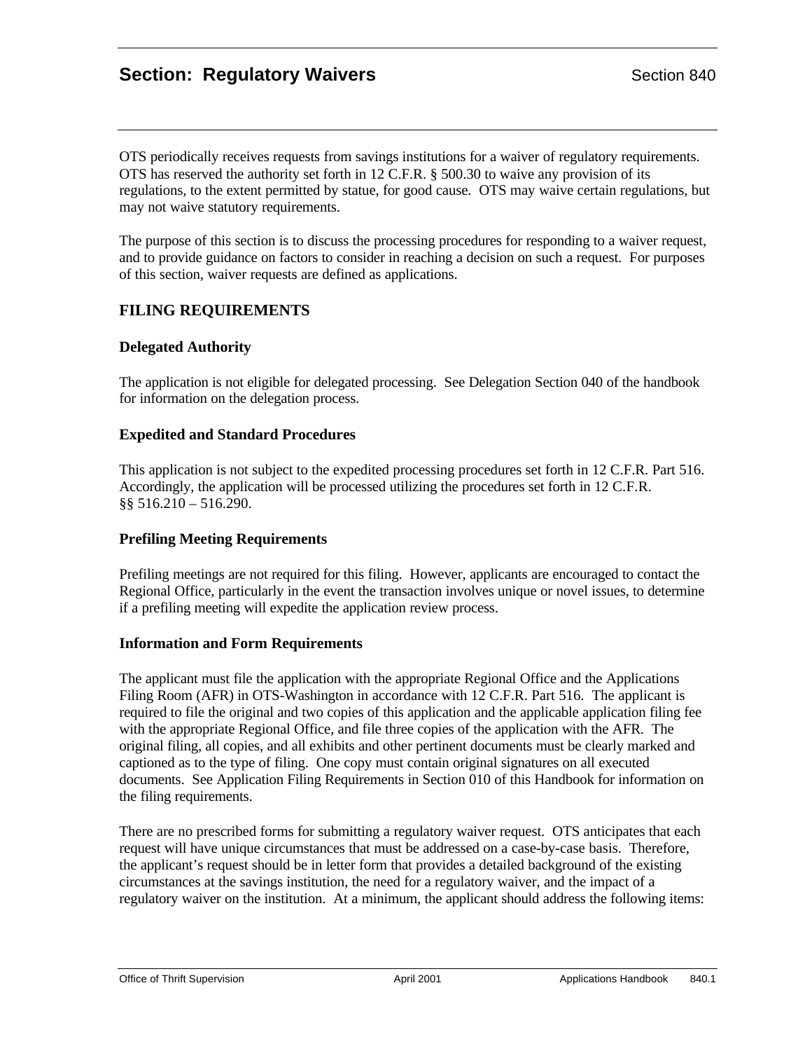# Section: Regulatory Waivers

Section 840

OTS periodically receives requests from savings institutions for a waiver of regulatory requirements. OTS has reserved the authority set forth in 12 C.F.R. § 500.30 to waive any provision of its regulations, to the extent permitted by statue, for good cause. OTS may waive certain regulations, but may not waive statutory requirements.

The purpose of this section is to discuss the processing procedures for responding to a waiver request, and to provide guidance on factors to consider in reaching a decision on such a request. For purposes of this section, waiver requests are defined as applications.

## FILING REQUIREMENTS

### Delegated Authority

The application is not eligible for delegated processing. See Delegation Section 040 of the handbook for information on the delegation process.

### Expedited and Standard Procedures

This application is not subject to the expedited processing procedures set forth in 12 C.F.R. Part 516. Accordingly, the application will be processed utilizing the procedures set forth in 12 C.F.R. §§ 516.210 – 516.290.

### Prefiling Meeting Requirements

Prefiling meetings are not required for this filing. However, applicants are encouraged to contact the Regional Office, particularly in the event the transaction involves unique or novel issues, to determine if a prefiling meeting will expedite the application review process.

### Information and Form Requirements

The applicant must file the application with the appropriate Regional Office and the Applications Filing Room (AFR) in OTS-Washington in accordance with 12 C.F.R. Part 516. The applicant is required to file the original and two copies of this application and the applicable application filing fee with the appropriate Regional Office, and file three copies of the application with the AFR. The original filing, all copies, and all exhibits and other pertinent documents must be clearly marked and captioned as to the type of filing. One copy must contain original signatures on all executed documents. See Application Filing Requirements in Section 010 of this Handbook for information on the filing requirements.

There are no prescribed forms for submitting a regulatory waiver request. OTS anticipates that each request will have unique circumstances that must be addressed on a case-by-case basis. Therefore, the applicant's request should be in letter form that provides a detailed background of the existing circumstances at the savings institution, the need for a regulatory waiver, and the impact of a regulatory waiver on the institution. At a minimum, the applicant should address the following items: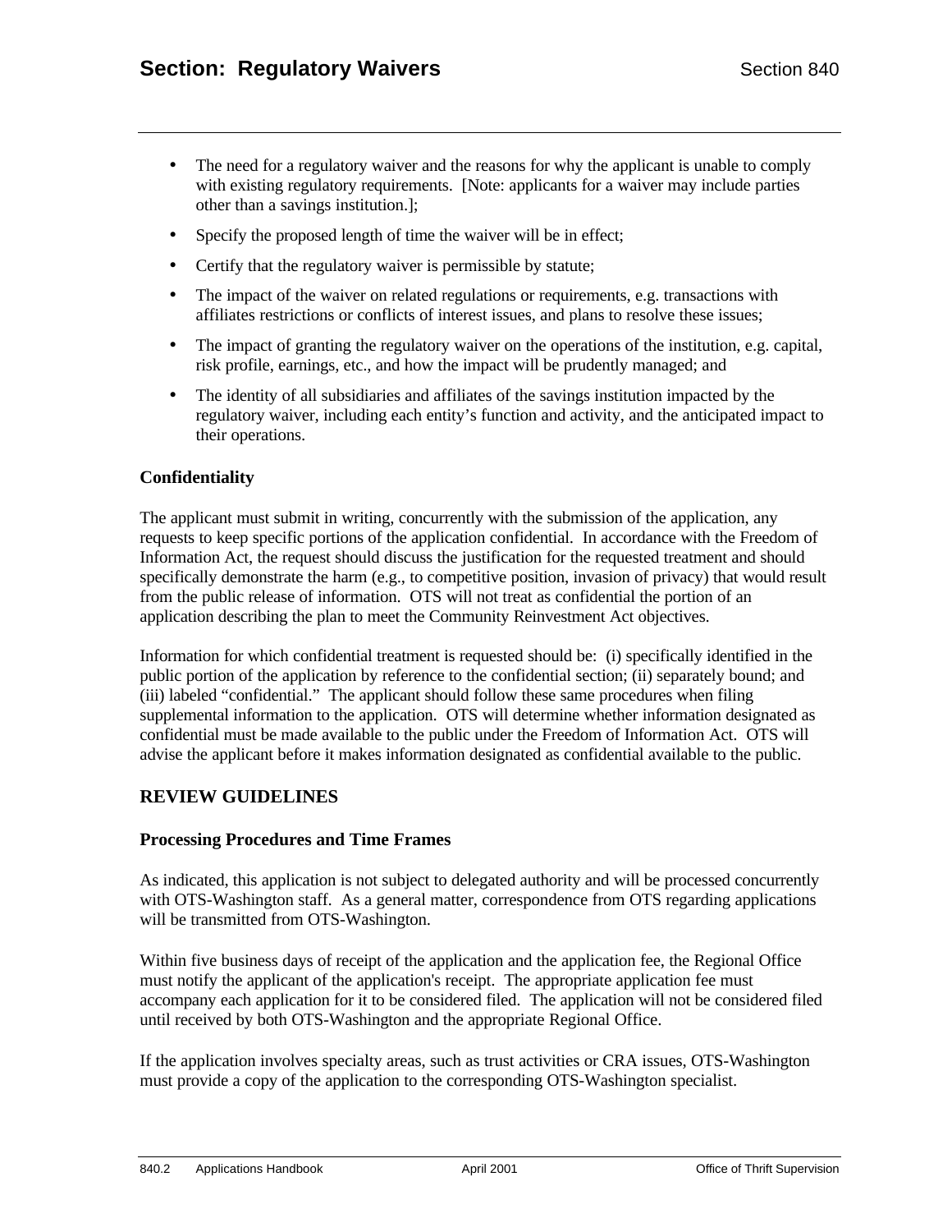- The need for a regulatory waiver and the reasons for why the applicant is unable to comply with existing regulatory requirements. [Note: applicants for a waiver may include parties other than a savings institution.];
- Specify the proposed length of time the waiver will be in effect;
- Certify that the regulatory waiver is permissible by statute;
- The impact of the waiver on related regulations or requirements, e.g. transactions with affiliates restrictions or conflicts of interest issues, and plans to resolve these issues;
- The impact of granting the regulatory waiver on the operations of the institution, e.g. capital, risk profile, earnings, etc., and how the impact will be prudently managed; and
- The identity of all subsidiaries and affiliates of the savings institution impacted by the regulatory waiver, including each entity's function and activity, and the anticipated impact to their operations.

### Confidentiality

The applicant must submit in writing, concurrently with the submission of the application, any requests to keep specific portions of the application confidential. In accordance with the Freedom of Information Act, the request should discuss the justification for the requested treatment and should specifically demonstrate the harm (e.g., to competitive position, invasion of privacy) that would result from the public release of information. OTS will not treat as confidential the portion of an application describing the plan to meet the Community Reinvestment Act objectives.

Information for which confidential treatment is requested should be: (i) specifically identified in the public portion of the application by reference to the confidential section; (ii) separately bound; and (iii) labeled "confidential." The applicant should follow these same procedures when filing supplemental information to the application. OTS will determine whether information designated as confidential must be made available to the public under the Freedom of Information Act. OTS will advise the applicant before it makes information designated as confidential available to the public.

## REVIEW GUIDELINES

### Processing Procedures and Time Frames

As indicated, this application is not subject to delegated authority and will be processed concurrently with OTS-Washington staff. As a general matter, correspondence from OTS regarding applications will be transmitted from OTS-Washington.

Within five business days of receipt of the application and the application fee, the Regional Office must notify the applicant of the application's receipt. The appropriate application fee must accompany each application for it to be considered filed. The application will not be considered filed until received by both OTS-Washington and the appropriate Regional Office.

If the application involves specialty areas, such as trust activities or CRA issues, OTS-Washington must provide a copy of the application to the corresponding OTS-Washington specialist.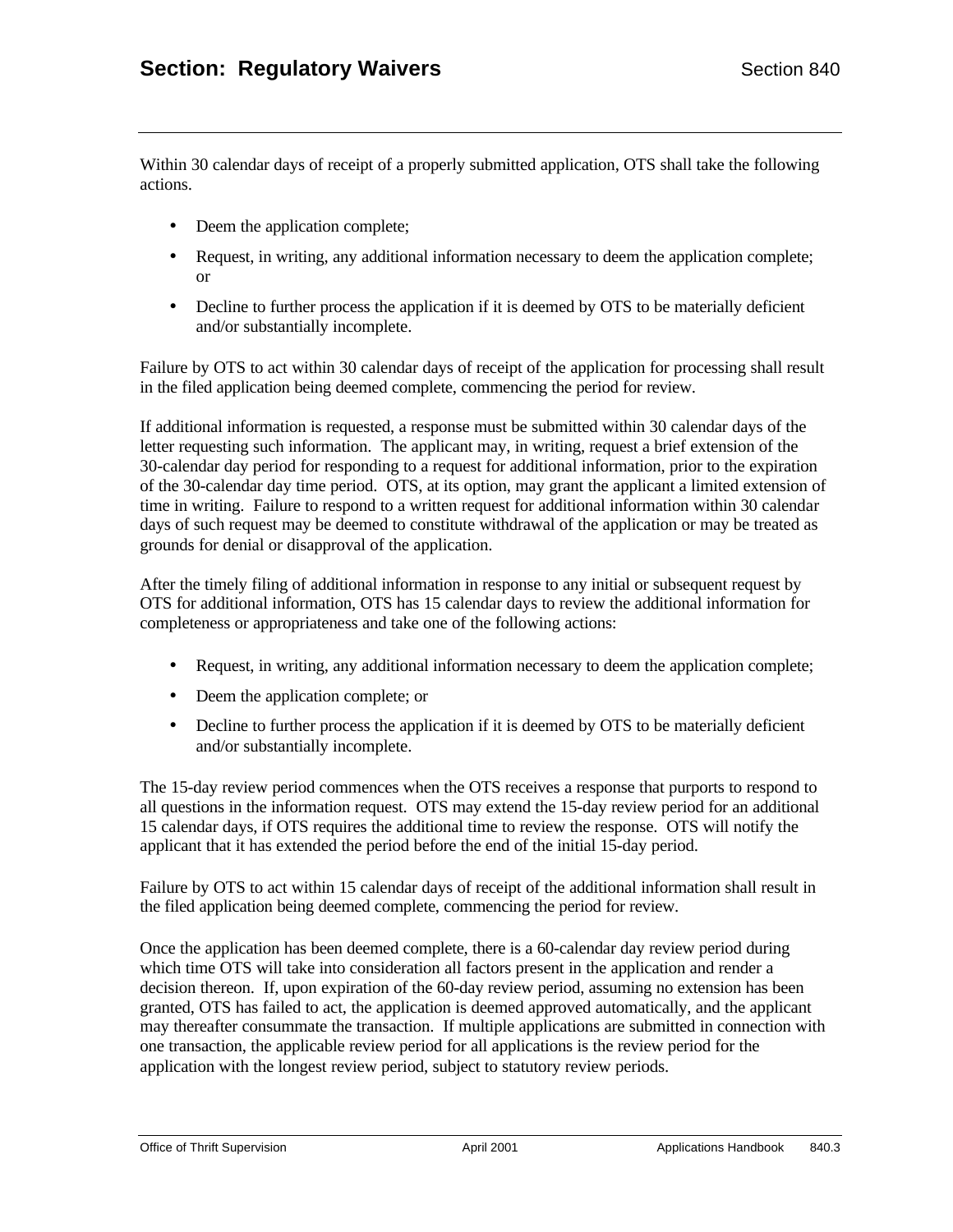Within 30 calendar days of receipt of a properly submitted application, OTS shall take the following actions.

- Deem the application complete;
- Request, in writing, any additional information necessary to deem the application complete; or
- Decline to further process the application if it is deemed by OTS to be materially deficient and/or substantially incomplete.

Failure by OTS to act within 30 calendar days of receipt of the application for processing shall result in the filed application being deemed complete, commencing the period for review.

If additional information is requested, a response must be submitted within 30 calendar days of the letter requesting such information. The applicant may, in writing, request a brief extension of the 30-calendar day period for responding to a request for additional information, prior to the expiration of the 30-calendar day time period. OTS, at its option, may grant the applicant a limited extension of time in writing. Failure to respond to a written request for additional information within 30 calendar days of such request may be deemed to constitute withdrawal of the application or may be treated as grounds for denial or disapproval of the application.

After the timely filing of additional information in response to any initial or subsequent request by OTS for additional information, OTS has 15 calendar days to review the additional information for completeness or appropriateness and take one of the following actions:

- Request, in writing, any additional information necessary to deem the application complete;
- Deem the application complete; or
- Decline to further process the application if it is deemed by OTS to be materially deficient and/or substantially incomplete.

The 15-day review period commences when the OTS receives a response that purports to respond to all questions in the information request. OTS may extend the 15-day review period for an additional 15 calendar days, if OTS requires the additional time to review the response. OTS will notify the applicant that it has extended the period before the end of the initial 15-day period.

Failure by OTS to act within 15 calendar days of receipt of the additional information shall result in the filed application being deemed complete, commencing the period for review.

Once the application has been deemed complete, there is a 60-calendar day review period during which time OTS will take into consideration all factors present in the application and render a decision thereon. If, upon expiration of the 60-day review period, assuming no extension has been granted, OTS has failed to act, the application is deemed approved automatically, and the applicant may thereafter consummate the transaction. If multiple applications are submitted in connection with one transaction, the applicable review period for all applications is the review period for the application with the longest review period, subject to statutory review periods.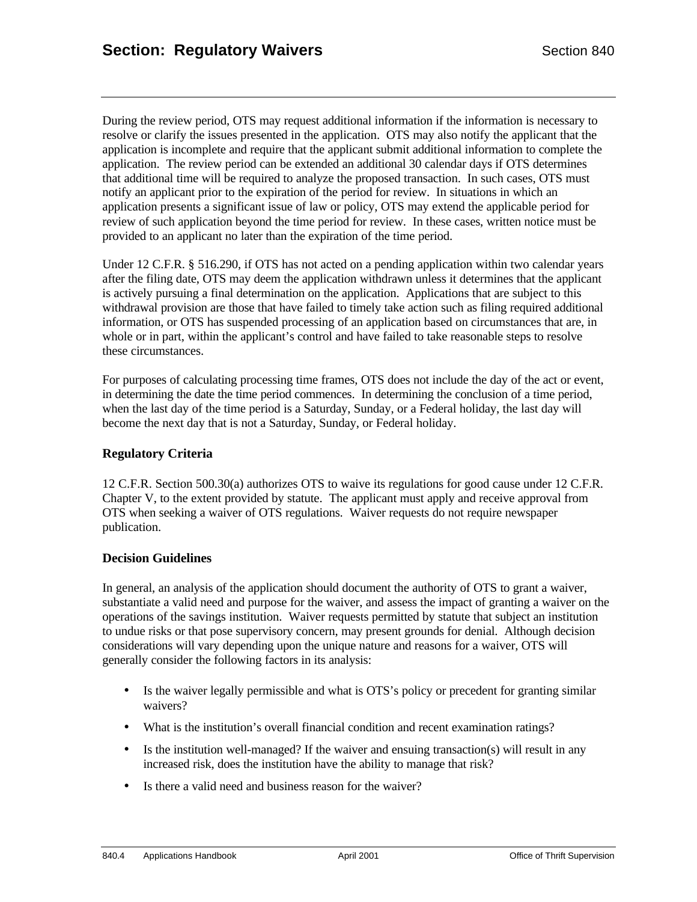During the review period, OTS may request additional information if the information is necessary to resolve or clarify the issues presented in the application. OTS may also notify the applicant that the application is incomplete and require that the applicant submit additional information to complete the application. The review period can be extended an additional 30 calendar days if OTS determines that additional time will be required to analyze the proposed transaction. In such cases, OTS must notify an applicant prior to the expiration of the period for review. In situations in which an application presents a significant issue of law or policy, OTS may extend the applicable period for review of such application beyond the time period for review. In these cases, written notice must be provided to an applicant no later than the expiration of the time period.

Under 12 C.F.R. § 516.290, if OTS has not acted on a pending application within two calendar years after the filing date, OTS may deem the application withdrawn unless it determines that the applicant is actively pursuing a final determination on the application. Applications that are subject to this withdrawal provision are those that have failed to timely take action such as filing required additional information, or OTS has suspended processing of an application based on circumstances that are, in whole or in part, within the applicant's control and have failed to take reasonable steps to resolve these circumstances.

For purposes of calculating processing time frames, OTS does not include the day of the act or event, in determining the date the time period commences. In determining the conclusion of a time period, when the last day of the time period is a Saturday, Sunday, or a Federal holiday, the last day will become the next day that is not a Saturday, Sunday, or Federal holiday.

### Regulatory Criteria

12 C.F.R. Section 500.30(a) authorizes OTS to waive its regulations for good cause under 12 C.F.R. Chapter V, to the extent provided by statute. The applicant must apply and receive approval from OTS when seeking a waiver of OTS regulations. Waiver requests do not require newspaper publication.

### Decision Guidelines

In general, an analysis of the application should document the authority of OTS to grant a waiver, substantiate a valid need and purpose for the waiver, and assess the impact of granting a waiver on the operations of the savings institution. Waiver requests permitted by statute that subject an institution to undue risks or that pose supervisory concern, may present grounds for denial. Although decision considerations will vary depending upon the unique nature and reasons for a waiver, OTS will generally consider the following factors in its analysis:

- Is the waiver legally permissible and what is OTS's policy or precedent for granting similar waivers?
- What is the institution's overall financial condition and recent examination ratings?
- Is the institution well-managed? If the waiver and ensuing transaction(s) will result in any increased risk, does the institution have the ability to manage that risk?
- Is there a valid need and business reason for the waiver?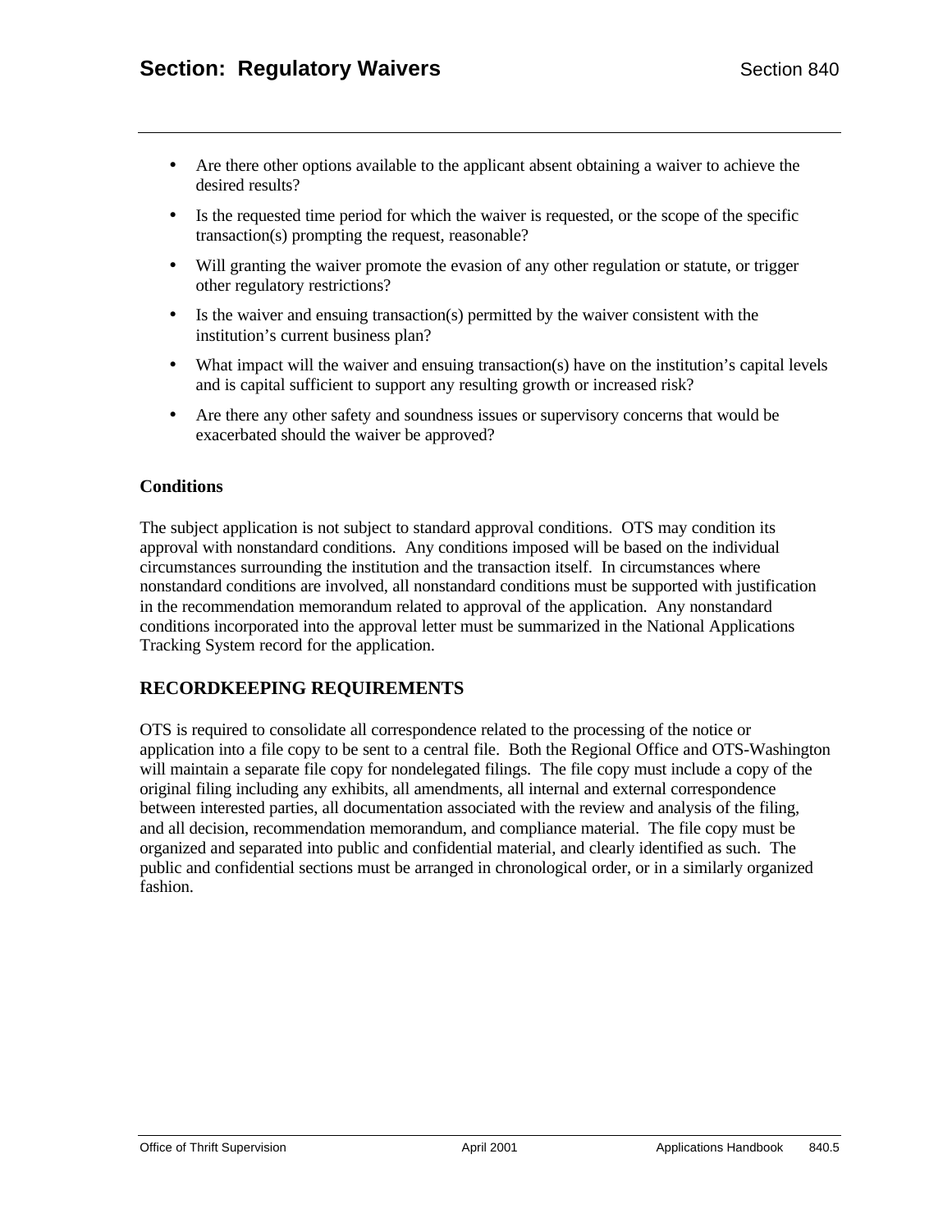- Are there other options available to the applicant absent obtaining a waiver to achieve the desired results?
- Is the requested time period for which the waiver is requested, or the scope of the specific transaction(s) prompting the request, reasonable?
- Will granting the waiver promote the evasion of any other regulation or statute, or trigger other regulatory restrictions?
- Is the waiver and ensuing transaction(s) permitted by the waiver consistent with the institution's current business plan?
- What impact will the waiver and ensuing transaction(s) have on the institution's capital levels and is capital sufficient to support any resulting growth or increased risk?
- Are there any other safety and soundness issues or supervisory concerns that would be exacerbated should the waiver be approved?

### Conditions

The subject application is not subject to standard approval conditions. OTS may condition its approval with nonstandard conditions. Any conditions imposed will be based on the individual circumstances surrounding the institution and the transaction itself. In circumstances where nonstandard conditions are involved, all nonstandard conditions must be supported with justification in the recommendation memorandum related to approval of the application. Any nonstandard conditions incorporated into the approval letter must be summarized in the National Applications Tracking System record for the application.

## RECORDKEEPING REQUIREMENTS

OTS is required to consolidate all correspondence related to the processing of the notice or application into a file copy to be sent to a central file. Both the Regional Office and OTS-Washington will maintain a separate file copy for nondelegated filings. The file copy must include a copy of the original filing including any exhibits, all amendments, all internal and external correspondence between interested parties, all documentation associated with the review and analysis of the filing, and all decision, recommendation memorandum, and compliance material. The file copy must be organized and separated into public and confidential material, and clearly identified as such. The public and confidential sections must be arranged in chronological order, or in a similarly organized fashion.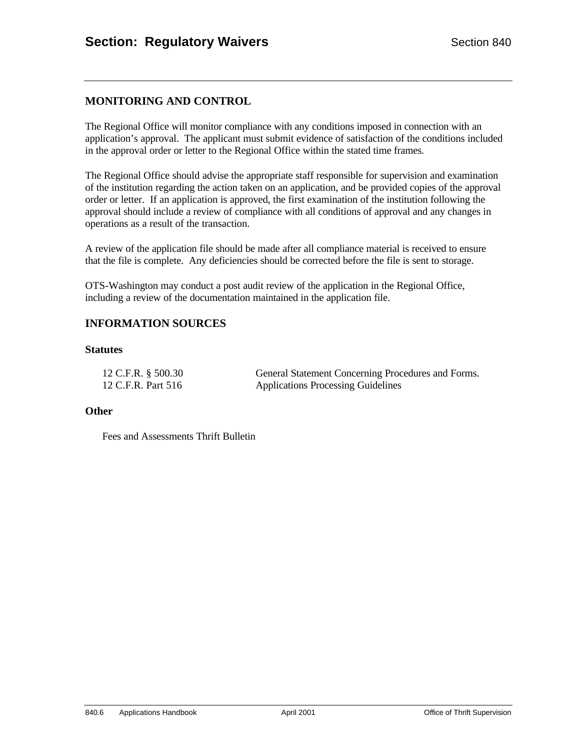## MONITORING AND CONTROL

The Regional Office will monitor compliance with any conditions imposed in connection with an application's approval. The applicant must submit evidence of satisfaction of the conditions included in the approval order or letter to the Regional Office within the stated time frames.

The Regional Office should advise the appropriate staff responsible for supervision and examination of the institution regarding the action taken on an application, and be provided copies of the approval order or letter. If an application is approved, the first examination of the institution following the approval should include a review of compliance with all conditions of approval and any changes in operations as a result of the transaction.

A review of the application file should be made after all compliance material is received to ensure that the file is complete. Any deficiencies should be corrected before the file is sent to storage.

OTS-Washington may conduct a post audit review of the application in the Regional Office, including a review of the documentation maintained in the application file.

## INFORMATION SOURCES

### Statutes

| | |
|---|---|
| 12 C.F.R. § 500.30 | General Statement Concerning Procedures and Forms. |
| 12 C.F.R. Part 516 | Applications Processing Guidelines |

### Other

Fees and Assessments Thrift Bulletin